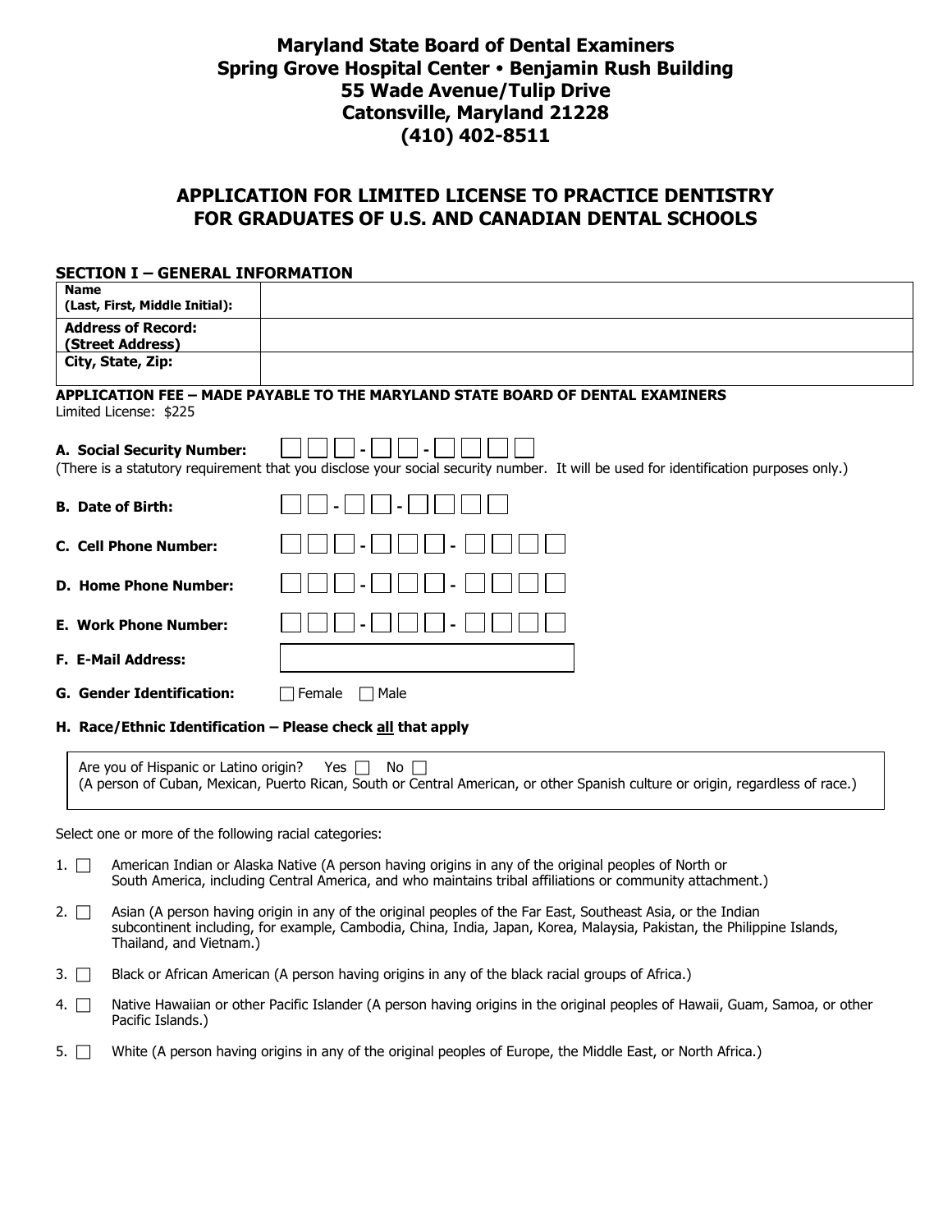# Maryland State Board of Dental Examiners
## Spring Grove Hospital Center • Benjamin Rush Building
## 55 Wade Avenue/Tulip Drive
## Catonsville, Maryland 21228
## (410) 402-8511

# APPLICATION FOR LIMITED LICENSE TO PRACTICE DENTISTRY FOR GRADUATES OF U.S. AND CANADIAN DENTAL SCHOOLS

## SECTION I – GENERAL INFORMATION

| | |
|---|---|
| **Name (Last, First, Middle Initial):** | |
| **Address of Record: (Street Address)** | |
| **City, State, Zip:** | |

**APPLICATION FEE – MADE PAYABLE TO THE MARYLAND STATE BOARD OF DENTAL EXAMINERS**

Limited License: $225

**A. Social Security Number:** ☐☐☐ - ☐☐ - ☐☐☐☐

(There is a statutory requirement that you disclose your social security number. It will be used for identification purposes only.)

**B. Date of Birth:** ☐☐ - ☐☐ - ☐☐☐☐

**C. Cell Phone Number:** ☐☐☐ - ☐☐☐ - ☐☐☐☐

**D. Home Phone Number:** ☐☐☐ - ☐☐☐ - ☐☐☐☐

**E. Work Phone Number:** ☐☐☐ - ☐☐☐ - ☐☐☐☐

**F. E-Mail Address:** ____________________

**G. Gender Identification:** ☐ Female ☐ Male

**H. Race/Ethnic Identification – Please check all that apply**

Are you of Hispanic or Latino origin? Yes ☐ No ☐
(A person of Cuban, Mexican, Puerto Rican, South or Central American, or other Spanish culture or origin, regardless of race.)

Select one or more of the following racial categories:

1. ☐ American Indian or Alaska Native (A person having origins in any of the original peoples of North or South America, including Central America, and who maintains tribal affiliations or community attachment.)
2. ☐ Asian (A person having origin in any of the original peoples of the Far East, Southeast Asia, or the Indian subcontinent including, for example, Cambodia, China, India, Japan, Korea, Malaysia, Pakistan, the Philippine Islands, Thailand, and Vietnam.)
3. ☐ Black or African American (A person having origins in any of the black racial groups of Africa.)
4. ☐ Native Hawaiian or other Pacific Islander (A person having origins in the original peoples of Hawaii, Guam, Samoa, or other Pacific Islands.)
5. ☐ White (A person having origins in any of the original peoples of Europe, the Middle East, or North Africa.)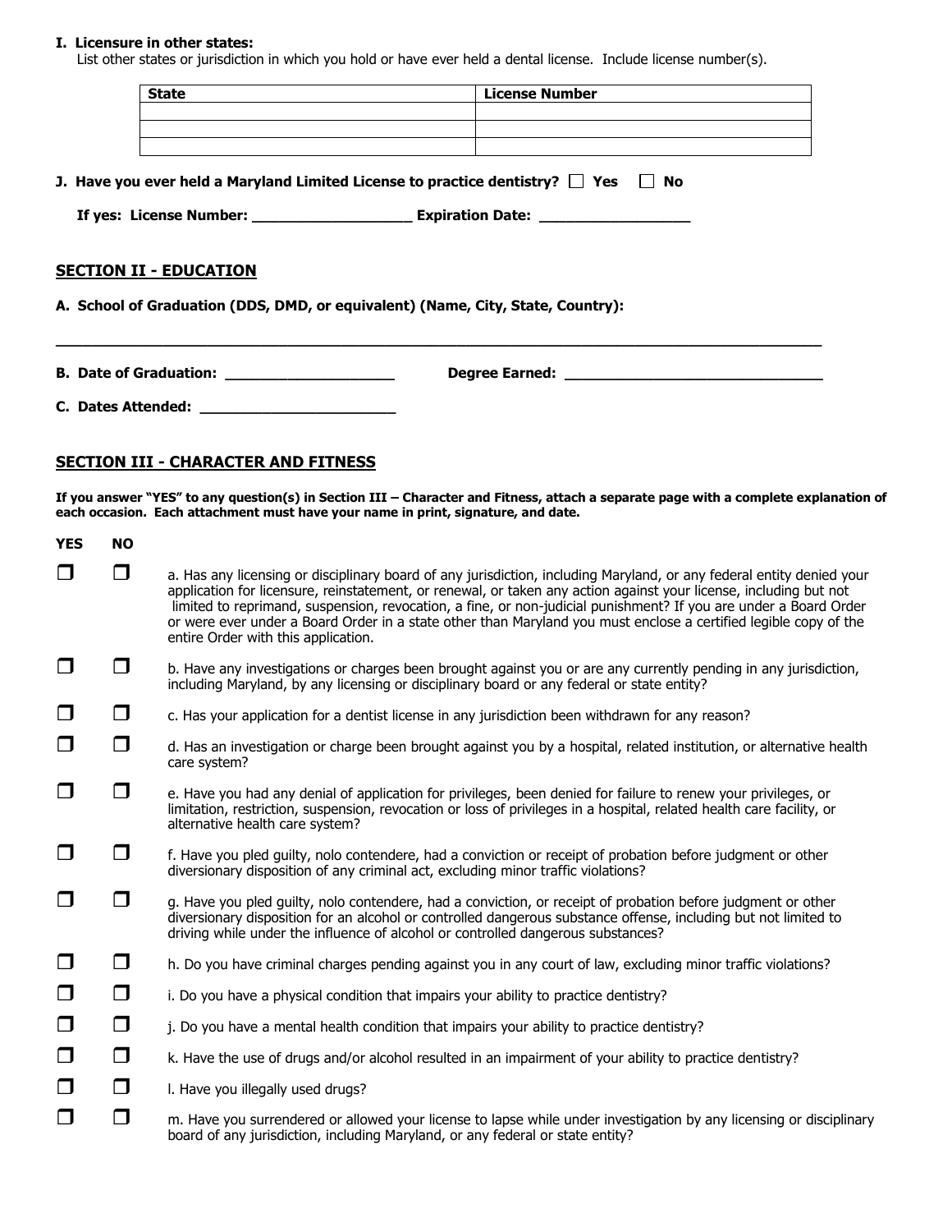**I. Licensure in other states:**

List other states or jurisdiction in which you hold or have ever held a dental license. Include license number(s).

| State | License Number |
|---|---|
| | |
| | |
| | |

**J. Have you ever held a Maryland Limited License to practice dentistry?** ☐ **Yes** ☐ **No**

**If yes: License Number: ___________________ Expiration Date: __________________**

## SECTION II - EDUCATION

**A. School of Graduation (DDS, DMD, or equivalent) (Name, City, State, Country):**

______________________________________________________________________________________

**B. Date of Graduation: ____________________ Degree Earned: ______________________________**

**C. Dates Attended: _______________________**

## SECTION III - CHARACTER AND FITNESS

**If you answer "YES" to any question(s) in Section III – Character and Fitness, attach a separate page with a complete explanation of each occasion. Each attachment must have your name in print, signature, and date.**

| YES | NO | |
|---|---|---|
| ☐ | ☐ | a. Has any licensing or disciplinary board of any jurisdiction, including Maryland, or any federal entity denied your application for licensure, reinstatement, or renewal, or taken any action against your license, including but not limited to reprimand, suspension, revocation, a fine, or non-judicial punishment? If you are under a Board Order or were ever under a Board Order in a state other than Maryland you must enclose a certified legible copy of the entire Order with this application. |
| ☐ | ☐ | b. Have any investigations or charges been brought against you or are any currently pending in any jurisdiction, including Maryland, by any licensing or disciplinary board or any federal or state entity? |
| ☐ | ☐ | c. Has your application for a dentist license in any jurisdiction been withdrawn for any reason? |
| ☐ | ☐ | d. Has an investigation or charge been brought against you by a hospital, related institution, or alternative health care system? |
| ☐ | ☐ | e. Have you had any denial of application for privileges, been denied for failure to renew your privileges, or limitation, restriction, suspension, revocation or loss of privileges in a hospital, related health care facility, or alternative health care system? |
| ☐ | ☐ | f. Have you pled guilty, nolo contendere, had a conviction or receipt of probation before judgment or other diversionary disposition of any criminal act, excluding minor traffic violations? |
| ☐ | ☐ | g. Have you pled guilty, nolo contendere, had a conviction, or receipt of probation before judgment or other diversionary disposition for an alcohol or controlled dangerous substance offense, including but not limited to driving while under the influence of alcohol or controlled dangerous substances? |
| ☐ | ☐ | h. Do you have criminal charges pending against you in any court of law, excluding minor traffic violations? |
| ☐ | ☐ | i. Do you have a physical condition that impairs your ability to practice dentistry? |
| ☐ | ☐ | j. Do you have a mental health condition that impairs your ability to practice dentistry? |
| ☐ | ☐ | k. Have the use of drugs and/or alcohol resulted in an impairment of your ability to practice dentistry? |
| ☐ | ☐ | l. Have you illegally used drugs? |
| ☐ | ☐ | m. Have you surrendered or allowed your license to lapse while under investigation by any licensing or disciplinary board of any jurisdiction, including Maryland, or any federal or state entity? |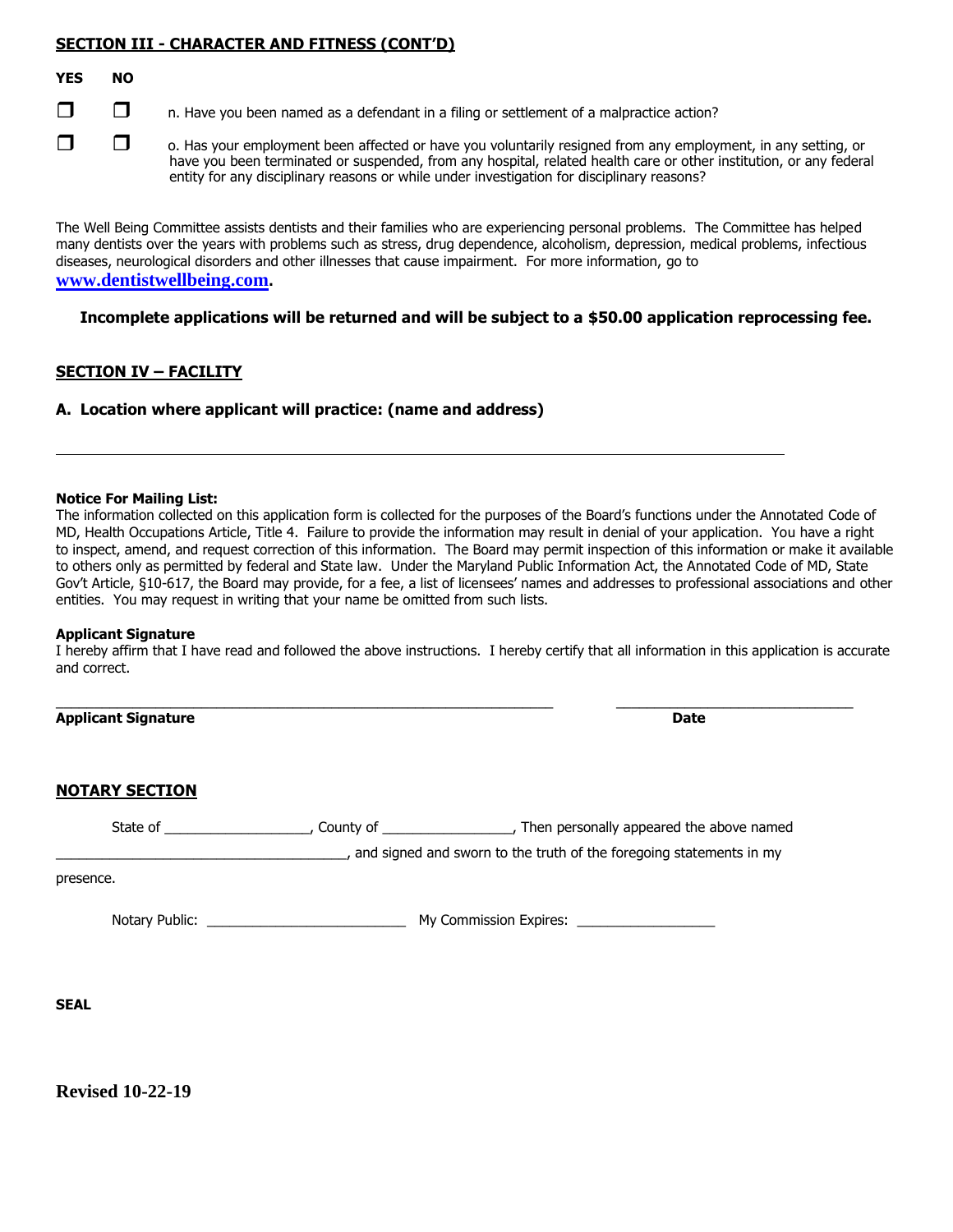## SECTION III - CHARACTER AND FITNESS (CONT'D)

| YES | NO | |
|---|---|---|
| ☐ | ☐ | n. Have you been named as a defendant in a filing or settlement of a malpractice action? |
| ☐ | ☐ | o. Has your employment been affected or have you voluntarily resigned from any employment, in any setting, or have you been terminated or suspended, from any hospital, related health care or other institution, or any federal entity for any disciplinary reasons or while under investigation for disciplinary reasons? |

The Well Being Committee assists dentists and their families who are experiencing personal problems. The Committee has helped many dentists over the years with problems such as stress, drug dependence, alcoholism, depression, medical problems, infectious diseases, neurological disorders and other illnesses that cause impairment. For more information, go to **www.dentistwellbeing.com**.

**Incomplete applications will be returned and will be subject to a $50.00 application reprocessing fee.**

## SECTION IV – FACILITY

**A. Location where applicant will practice: (name and address)**

_______________________________________________________________________________

**Notice For Mailing List:**
The information collected on this application form is collected for the purposes of the Board's functions under the Annotated Code of MD, Health Occupations Article, Title 4. Failure to provide the information may result in denial of your application. You have a right to inspect, amend, and request correction of this information. The Board may permit inspection of this information or make it available to others only as permitted by federal and State law. Under the Maryland Public Information Act, the Annotated Code of MD, State Gov't Article, §10-617, the Board may provide, for a fee, a list of licensees' names and addresses to professional associations and other entities. You may request in writing that your name be omitted from such lists.

**Applicant Signature**
I hereby affirm that I have read and followed the above instructions. I hereby certify that all information in this application is accurate and correct.

_____________________________________________________ ____________________________

**Applicant Signature** **Date**

## NOTARY SECTION

State of __________________, County of ________________, Then personally appeared the above named ____________________________________, and signed and sworn to the truth of the foregoing statements in my presence.

Notary Public: _________________________ My Commission Expires: _________________

**SEAL**

**Revised 10-22-19**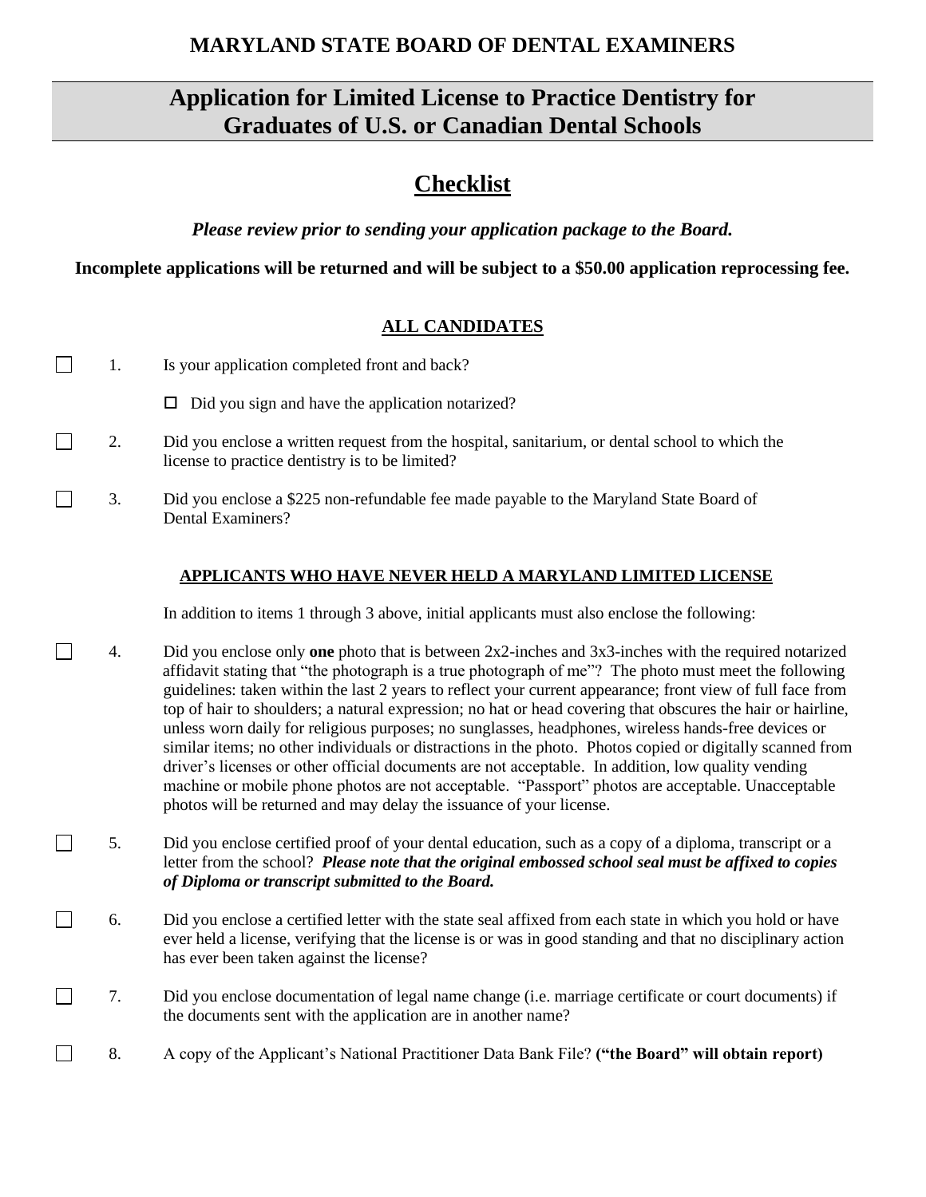**MARYLAND STATE BOARD OF DENTAL EXAMINERS**

# Application for Limited License to Practice Dentistry for Graduates of U.S. or Canadian Dental Schools

## Checklist

***Please review prior to sending your application package to the Board.***

**Incomplete applications will be returned and will be subject to a $50.00 application reprocessing fee.**

### ALL CANDIDATES

☐ 1. Is your application completed front and back?

  ☐ Did you sign and have the application notarized?

☐ 2. Did you enclose a written request from the hospital, sanitarium, or dental school to which the license to practice dentistry is to be limited?

☐ 3. Did you enclose a $225 non-refundable fee made payable to the Maryland State Board of Dental Examiners?

#### APPLICANTS WHO HAVE NEVER HELD A MARYLAND LIMITED LICENSE

In addition to items 1 through 3 above, initial applicants must also enclose the following:

☐ 4. Did you enclose only **one** photo that is between 2x2-inches and 3x3-inches with the required notarized affidavit stating that "the photograph is a true photograph of me"? The photo must meet the following guidelines: taken within the last 2 years to reflect your current appearance; front view of full face from top of hair to shoulders; a natural expression; no hat or head covering that obscures the hair or hairline, unless worn daily for religious purposes; no sunglasses, headphones, wireless hands-free devices or similar items; no other individuals or distractions in the photo. Photos copied or digitally scanned from driver's licenses or other official documents are not acceptable. In addition, low quality vending machine or mobile phone photos are not acceptable. "Passport" photos are acceptable. Unacceptable photos will be returned and may delay the issuance of your license.

☐ 5. Did you enclose certified proof of your dental education, such as a copy of a diploma, transcript or a letter from the school? ***Please note that the original embossed school seal must be affixed to copies of Diploma or transcript submitted to the Board.***

☐ 6. Did you enclose a certified letter with the state seal affixed from each state in which you hold or have ever held a license, verifying that the license is or was in good standing and that no disciplinary action has ever been taken against the license?

☐ 7. Did you enclose documentation of legal name change (i.e. marriage certificate or court documents) if the documents sent with the application are in another name?

☐ 8. A copy of the Applicant's National Practitioner Data Bank File? **("the Board" will obtain report)**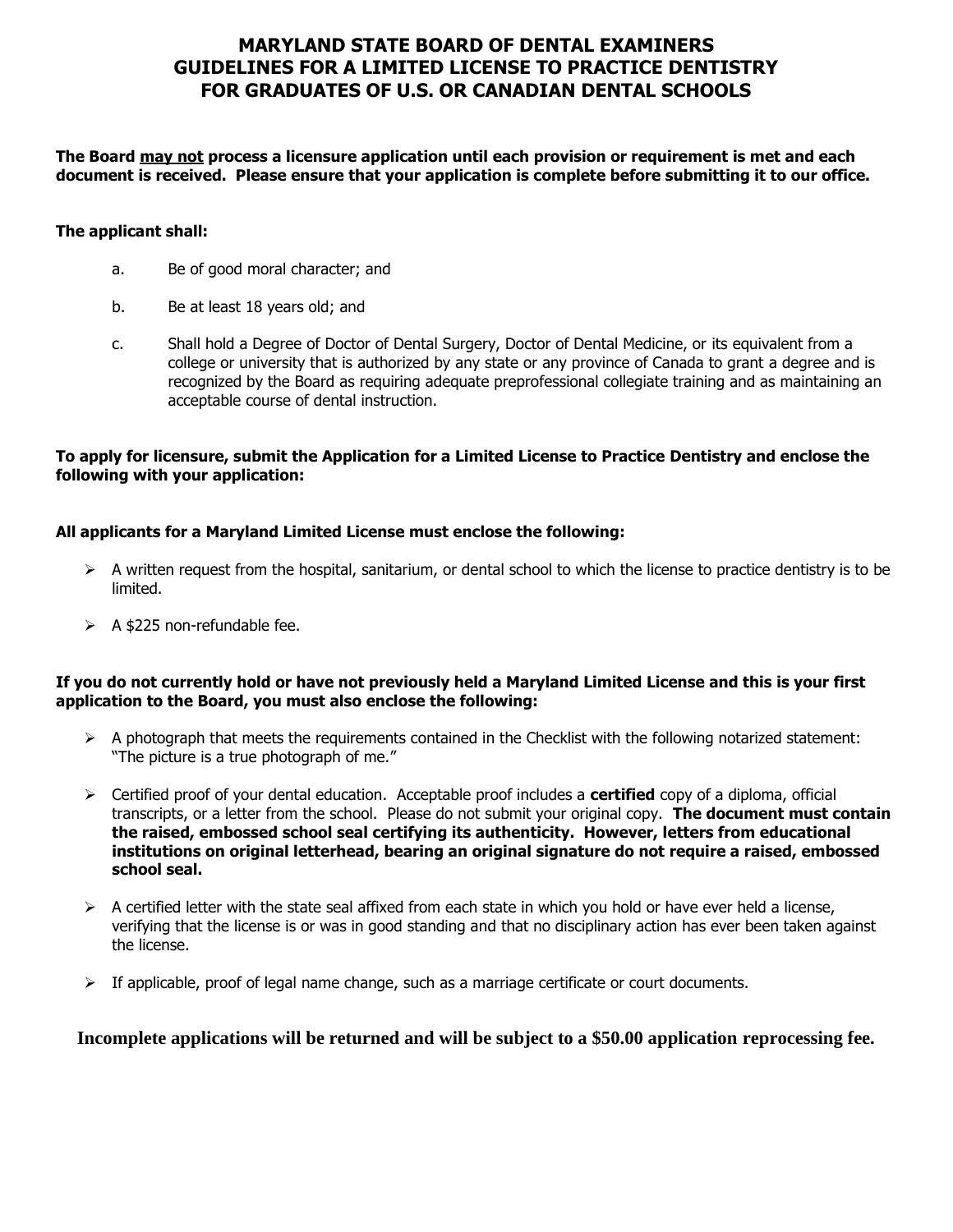# MARYLAND STATE BOARD OF DENTAL EXAMINERS
# GUIDELINES FOR A LIMITED LICENSE TO PRACTICE DENTISTRY
# FOR GRADUATES OF U.S. OR CANADIAN DENTAL SCHOOLS

**The Board <u>may not</u> process a licensure application until each provision or requirement is met and each document is received. Please ensure that your application is complete before submitting it to our office.**

**The applicant shall:**

a. Be of good moral character; and

b. Be at least 18 years old; and

c. Shall hold a Degree of Doctor of Dental Surgery, Doctor of Dental Medicine, or its equivalent from a college or university that is authorized by any state or any province of Canada to grant a degree and is recognized by the Board as requiring adequate preprofessional collegiate training and as maintaining an acceptable course of dental instruction.

**To apply for licensure, submit the Application for a Limited License to Practice Dentistry and enclose the following with your application:**

**All applicants for a Maryland Limited License must enclose the following:**

- A written request from the hospital, sanitarium, or dental school to which the license to practice dentistry is to be limited.
- A $225 non-refundable fee.

**If you do not currently hold or have not previously held a Maryland Limited License and this is your first application to the Board, you must also enclose the following:**

- A photograph that meets the requirements contained in the Checklist with the following notarized statement: "The picture is a true photograph of me."
- Certified proof of your dental education. Acceptable proof includes a **certified** copy of a diploma, official transcripts, or a letter from the school. Please do not submit your original copy. **The document must contain the raised, embossed school seal certifying its authenticity. However, letters from educational institutions on original letterhead, bearing an original signature do not require a raised, embossed school seal.**
- A certified letter with the state seal affixed from each state in which you hold or have ever held a license, verifying that the license is or was in good standing and that no disciplinary action has ever been taken against the license.
- If applicable, proof of legal name change, such as a marriage certificate or court documents.

**Incomplete applications will be returned and will be subject to a $50.00 application reprocessing fee.**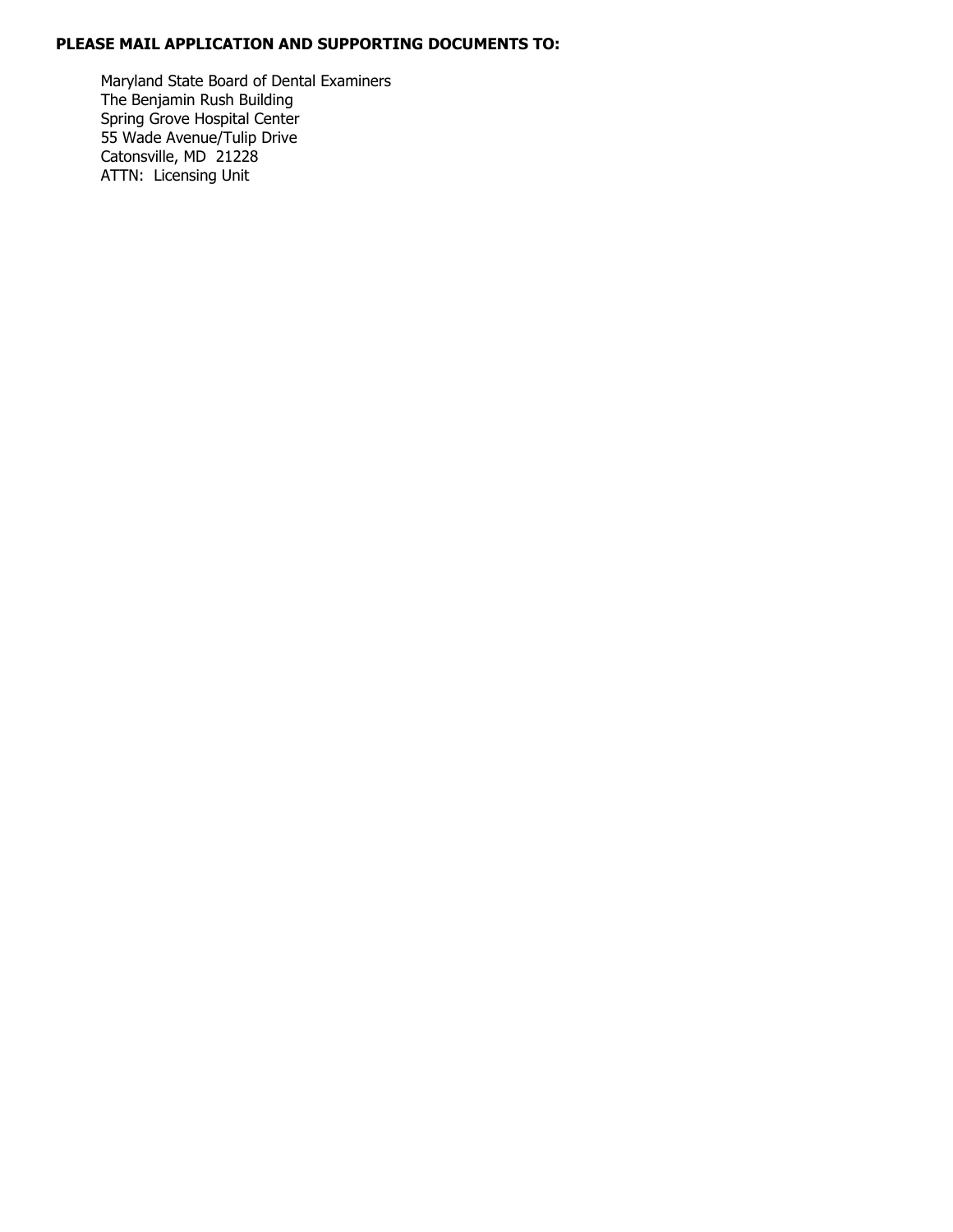**PLEASE MAIL APPLICATION AND SUPPORTING DOCUMENTS TO:**

Maryland State Board of Dental Examiners
The Benjamin Rush Building
Spring Grove Hospital Center
55 Wade Avenue/Tulip Drive
Catonsville, MD 21228
ATTN: Licensing Unit